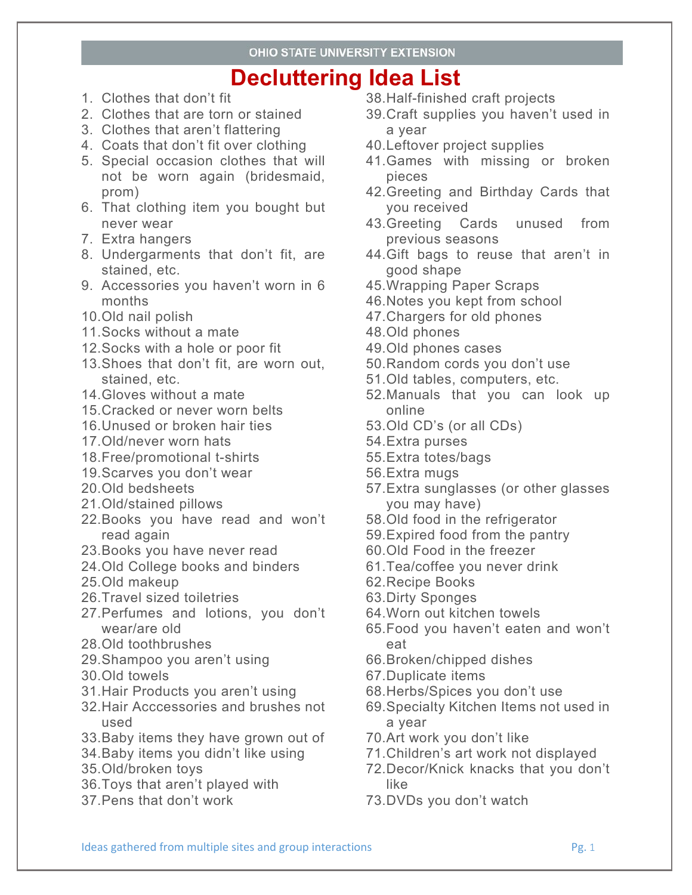OHIO STATE UNIVERSITY EXTENSION

# Decluttering Idea List

1. Clothes that don't fit
2. Clothes that are torn or stained
3. Clothes that aren't flattering
4. Coats that don't fit over clothing
5. Special occasion clothes that will not be worn again (bridesmaid, prom)
6. That clothing item you bought but never wear
7. Extra hangers
8. Undergarments that don't fit, are stained, etc.
9. Accessories you haven't worn in 6 months
10. Old nail polish
11. Socks without a mate
12. Socks with a hole or poor fit
13. Shoes that don't fit, are worn out, stained, etc.
14. Gloves without a mate
15. Cracked or never worn belts
16. Unused or broken hair ties
17. Old/never worn hats
18. Free/promotional t-shirts
19. Scarves you don't wear
20. Old bedsheets
21. Old/stained pillows
22. Books you have read and won't read again
23. Books you have never read
24. Old College books and binders
25. Old makeup
26. Travel sized toiletries
27. Perfumes and lotions, you don't wear/are old
28. Old toothbrushes
29. Shampoo you aren't using
30. Old towels
31. Hair Products you aren't using
32. Hair Acccessories and brushes not used
33. Baby items they have grown out of
34. Baby items you didn't like using
35. Old/broken toys
36. Toys that aren't played with
37. Pens that don't work
38. Half-finished craft projects
39. Craft supplies you haven't used in a year
40. Leftover project supplies
41. Games with missing or broken pieces
42. Greeting and Birthday Cards that you received
43. Greeting Cards unused from previous seasons
44. Gift bags to reuse that aren't in good shape
45. Wrapping Paper Scraps
46. Notes you kept from school
47. Chargers for old phones
48. Old phones
49. Old phones cases
50. Random cords you don't use
51. Old tables, computers, etc.
52. Manuals that you can look up online
53. Old CD's (or all CDs)
54. Extra purses
55. Extra totes/bags
56. Extra mugs
57. Extra sunglasses (or other glasses you may have)
58. Old food in the refrigerator
59. Expired food from the pantry
60. Old Food in the freezer
61. Tea/coffee you never drink
62. Recipe Books
63. Dirty Sponges
64. Worn out kitchen towels
65. Food you haven't eaten and won't eat
66. Broken/chipped dishes
67. Duplicate items
68. Herbs/Spices you don't use
69. Specialty Kitchen Items not used in a year
70. Art work you don't like
71. Children's art work not displayed
72. Decor/Knick knacks that you don't like
73. DVDs you don't watch

Ideas gathered from multiple sites and group interactions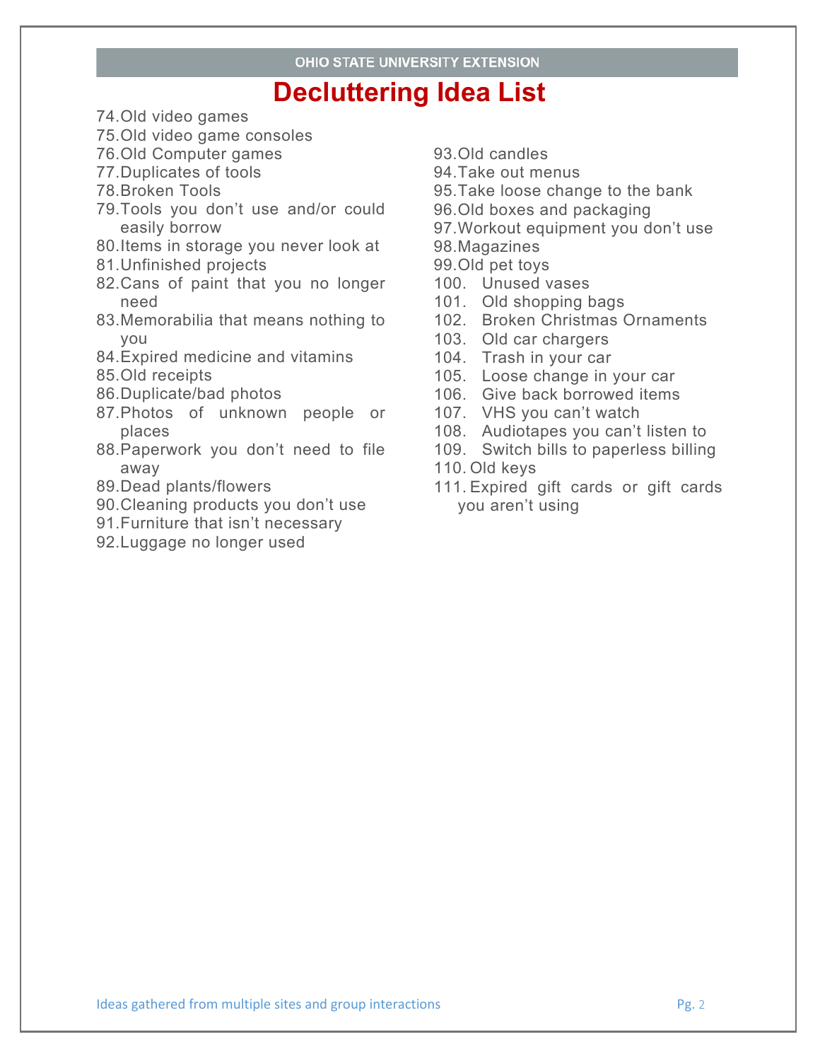# Decluttering Idea List

74. Old video games
75. Old video game consoles
76. Old Computer games
77. Duplicates of tools
78. Broken Tools
79. Tools you don't use and/or could easily borrow
80. Items in storage you never look at
81. Unfinished projects
82. Cans of paint that you no longer need
83. Memorabilia that means nothing to you
84. Expired medicine and vitamins
85. Old receipts
86. Duplicate/bad photos
87. Photos of unknown people or places
88. Paperwork you don't need to file away
89. Dead plants/flowers
90. Cleaning products you don't use
91. Furniture that isn't necessary
92. Luggage no longer used
93. Old candles
94. Take out menus
95. Take loose change to the bank
96. Old boxes and packaging
97. Workout equipment you don't use
98. Magazines
99. Old pet toys
100. Unused vases
101. Old shopping bags
102. Broken Christmas Ornaments
103. Old car chargers
104. Trash in your car
105. Loose change in your car
106. Give back borrowed items
107. VHS you can't watch
108. Audiotapes you can't listen to
109. Switch bills to paperless billing
110. Old keys
111. Expired gift cards or gift cards you aren't using

Ideas gathered from multiple sites and group interactions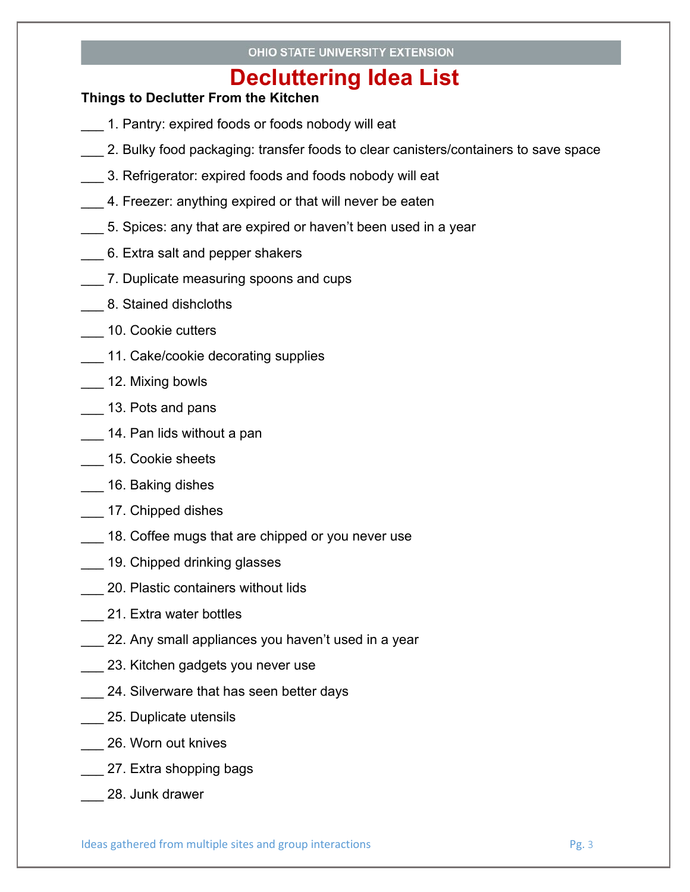# Decluttering Idea List

**Things to Declutter From the Kitchen**

___ 1. Pantry: expired foods or foods nobody will eat

___ 2. Bulky food packaging: transfer foods to clear canisters/containers to save space

___ 3. Refrigerator: expired foods and foods nobody will eat

___ 4. Freezer: anything expired or that will never be eaten

___ 5. Spices: any that are expired or haven't been used in a year

___ 6. Extra salt and pepper shakers

___ 7. Duplicate measuring spoons and cups

___ 8. Stained dishcloths

___ 10. Cookie cutters

___ 11. Cake/cookie decorating supplies

___ 12. Mixing bowls

___ 13. Pots and pans

___ 14. Pan lids without a pan

___ 15. Cookie sheets

___ 16. Baking dishes

___ 17. Chipped dishes

___ 18. Coffee mugs that are chipped or you never use

___ 19. Chipped drinking glasses

___ 20. Plastic containers without lids

___ 21. Extra water bottles

___ 22. Any small appliances you haven't used in a year

___ 23. Kitchen gadgets you never use

___ 24. Silverware that has seen better days

___ 25. Duplicate utensils

___ 26. Worn out knives

___ 27. Extra shopping bags

___ 28. Junk drawer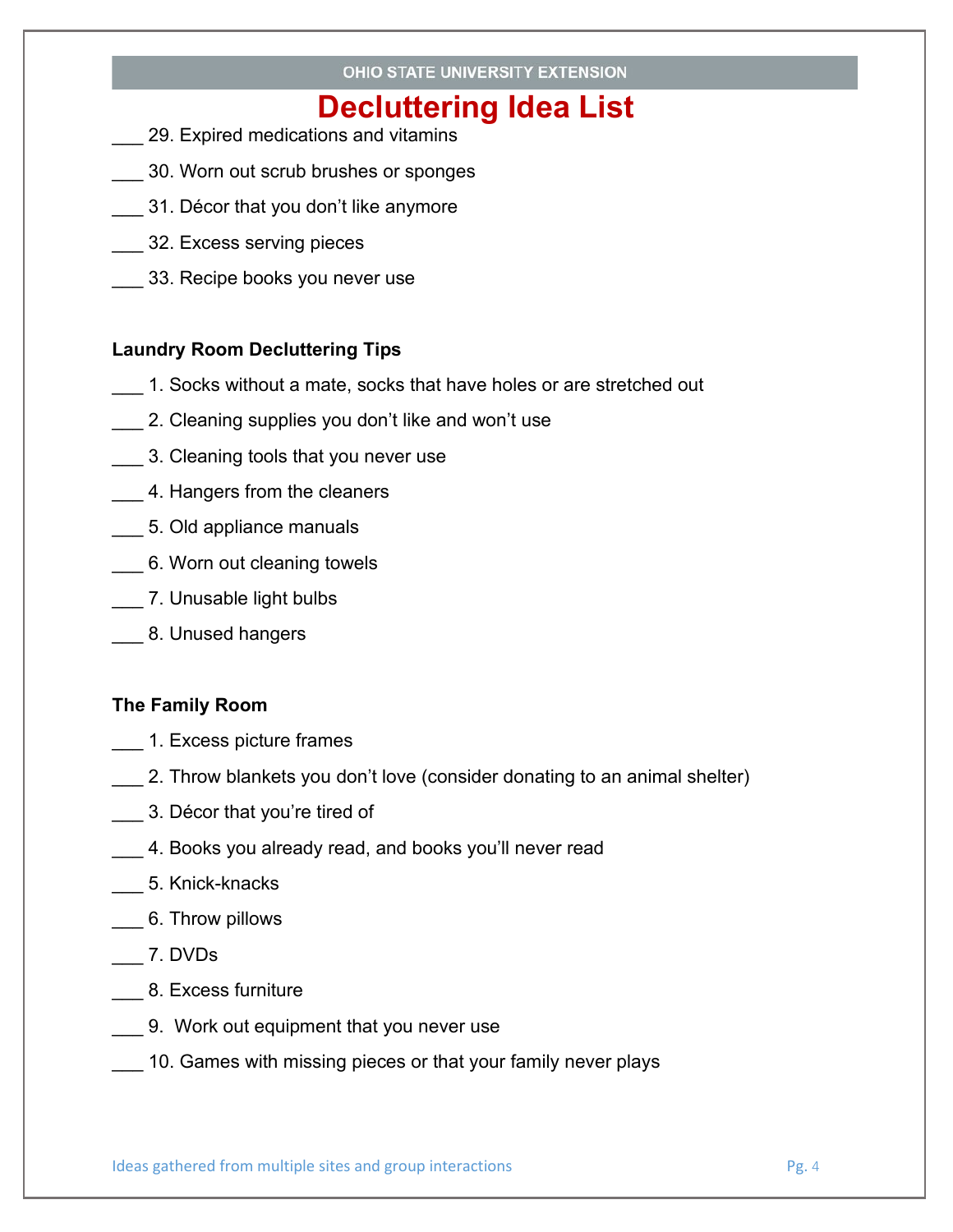# Decluttering Idea List

___ 29. Expired medications and vitamins

___ 30. Worn out scrub brushes or sponges

___ 31. Décor that you don't like anymore

___ 32. Excess serving pieces

___ 33. Recipe books you never use

**Laundry Room Decluttering Tips**

___ 1. Socks without a mate, socks that have holes or are stretched out

___ 2. Cleaning supplies you don't like and won't use

___ 3. Cleaning tools that you never use

___ 4. Hangers from the cleaners

___ 5. Old appliance manuals

___ 6. Worn out cleaning towels

___ 7. Unusable light bulbs

___ 8. Unused hangers

**The Family Room**

___ 1. Excess picture frames

___ 2. Throw blankets you don't love (consider donating to an animal shelter)

___ 3. Décor that you're tired of

___ 4. Books you already read, and books you'll never read

___ 5. Knick-knacks

___ 6. Throw pillows

___ 7. DVDs

___ 8. Excess furniture

___ 9. Work out equipment that you never use

___ 10. Games with missing pieces or that your family never plays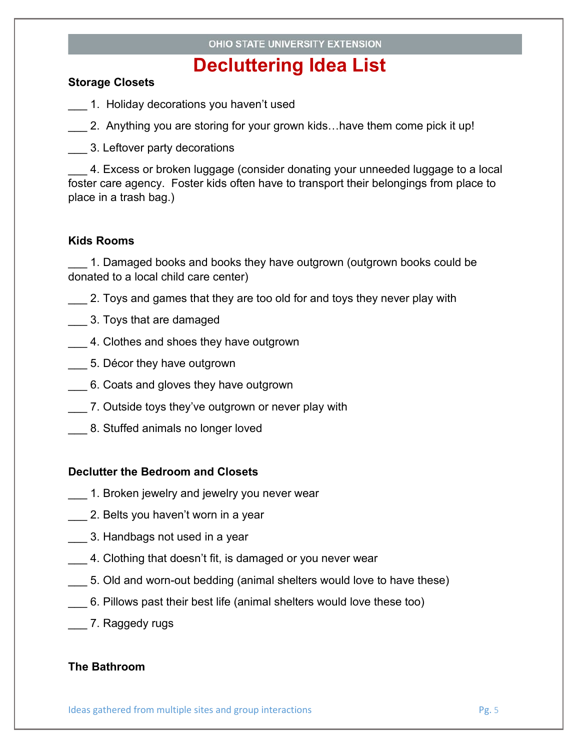# Decluttering Idea List

**Storage Closets**

___ 1. Holiday decorations you haven't used

___ 2. Anything you are storing for your grown kids…have them come pick it up!

___ 3. Leftover party decorations

___ 4. Excess or broken luggage (consider donating your unneeded luggage to a local foster care agency. Foster kids often have to transport their belongings from place to place in a trash bag.)

**Kids Rooms**

___ 1. Damaged books and books they have outgrown (outgrown books could be donated to a local child care center)

___ 2. Toys and games that they are too old for and toys they never play with

___ 3. Toys that are damaged

___ 4. Clothes and shoes they have outgrown

___ 5. Décor they have outgrown

___ 6. Coats and gloves they have outgrown

___ 7. Outside toys they've outgrown or never play with

___ 8. Stuffed animals no longer loved

**Declutter the Bedroom and Closets**

___ 1. Broken jewelry and jewelry you never wear

___ 2. Belts you haven't worn in a year

___ 3. Handbags not used in a year

___ 4. Clothing that doesn't fit, is damaged or you never wear

___ 5. Old and worn-out bedding (animal shelters would love to have these)

___ 6. Pillows past their best life (animal shelters would love these too)

___ 7. Raggedy rugs

**The Bathroom**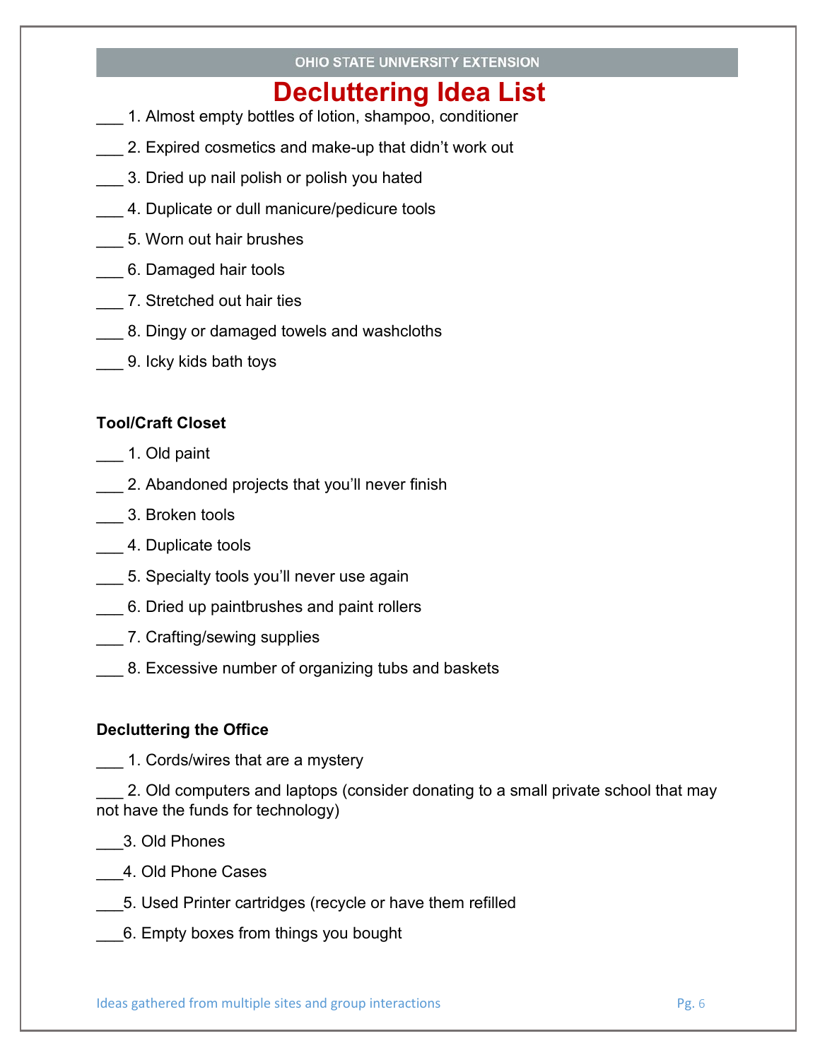# Decluttering Idea List

___ 1. Almost empty bottles of lotion, shampoo, conditioner

___ 2. Expired cosmetics and make-up that didn't work out

___ 3. Dried up nail polish or polish you hated

___ 4. Duplicate or dull manicure/pedicure tools

___ 5. Worn out hair brushes

___ 6. Damaged hair tools

___ 7. Stretched out hair ties

___ 8. Dingy or damaged towels and washcloths

___ 9. Icky kids bath toys

**Tool/Craft Closet**

___ 1. Old paint

___ 2. Abandoned projects that you'll never finish

___ 3. Broken tools

___ 4. Duplicate tools

___ 5. Specialty tools you'll never use again

___ 6. Dried up paintbrushes and paint rollers

___ 7. Crafting/sewing supplies

___ 8. Excessive number of organizing tubs and baskets

**Decluttering the Office**

___ 1. Cords/wires that are a mystery

___ 2. Old computers and laptops (consider donating to a small private school that may not have the funds for technology)

___3. Old Phones

___4. Old Phone Cases

___5. Used Printer cartridges (recycle or have them refilled

___6. Empty boxes from things you bought

Ideas gathered from multiple sites and group interactions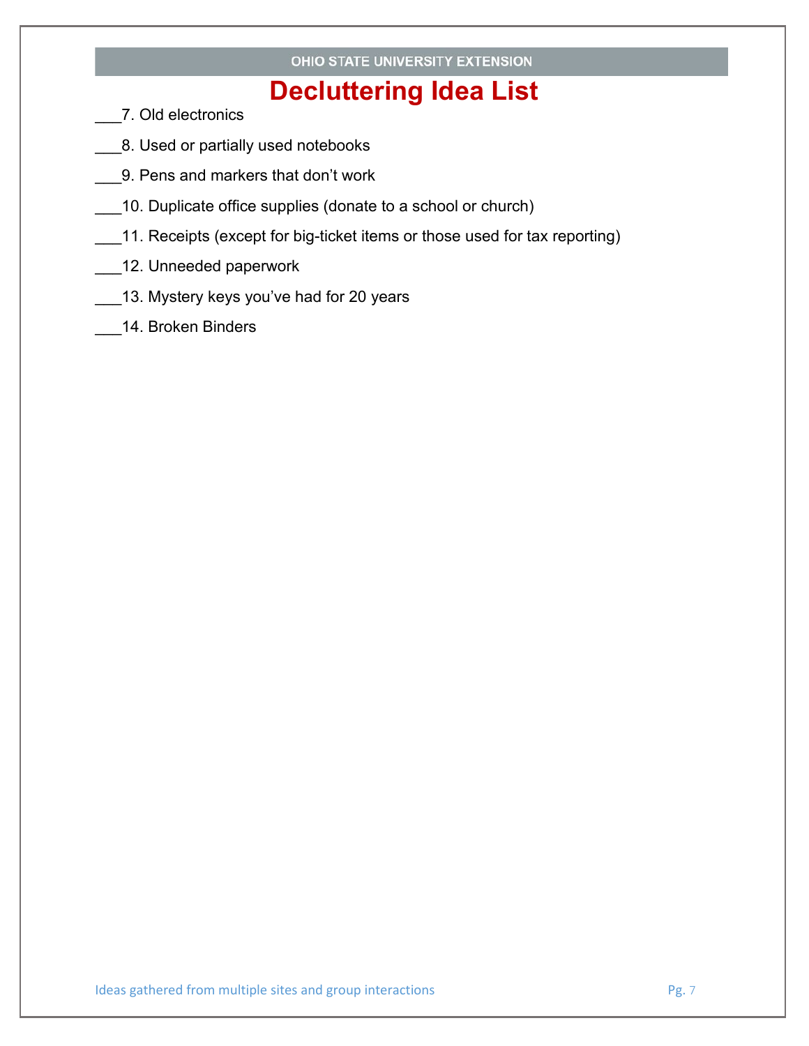# Decluttering Idea List

___7. Old electronics

___8. Used or partially used notebooks

___9. Pens and markers that don't work

___10. Duplicate office supplies (donate to a school or church)

___11. Receipts (except for big-ticket items or those used for tax reporting)

___12. Unneeded paperwork

___13. Mystery keys you've had for 20 years

___14. Broken Binders